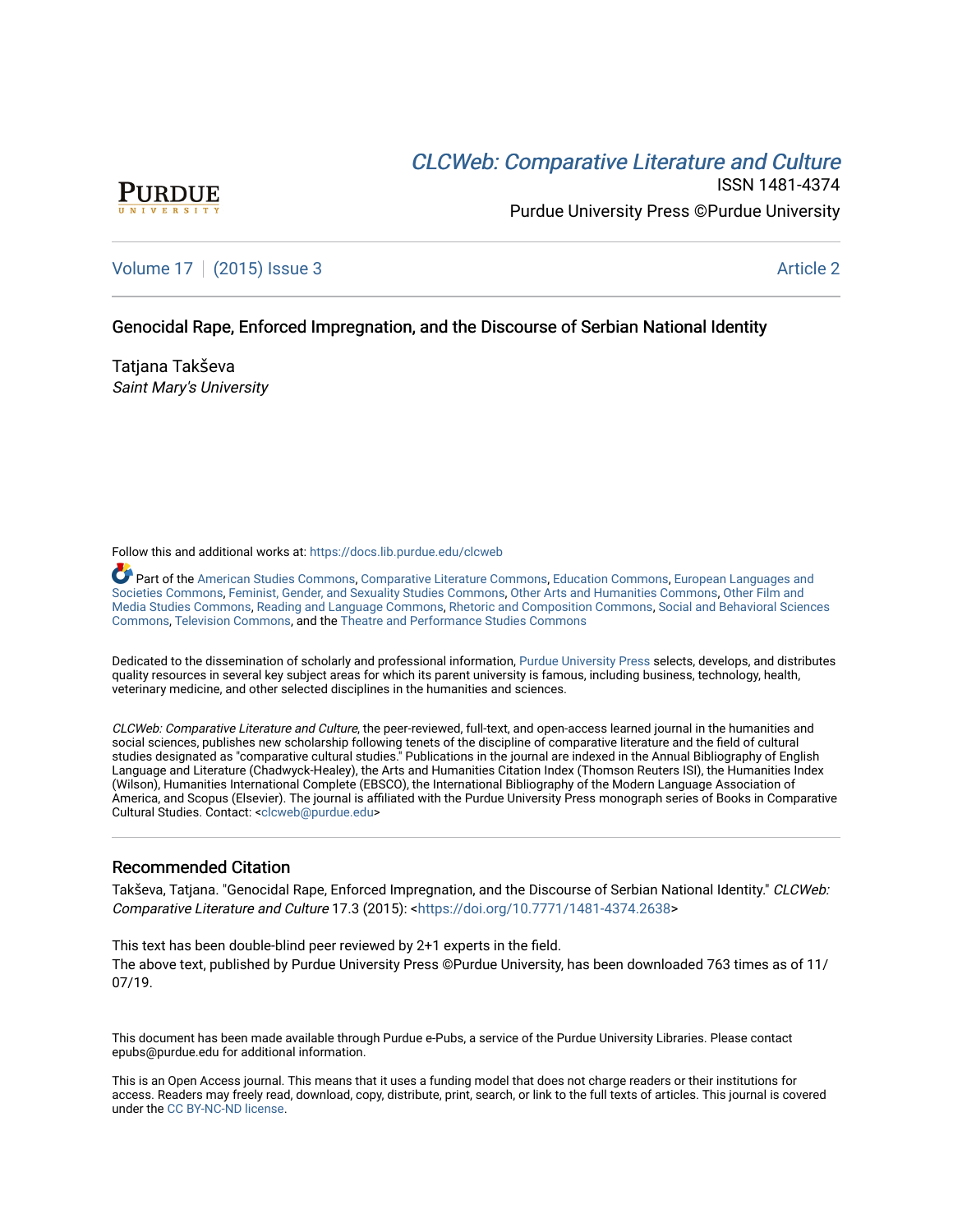CLCWeb: Comparative Literature and Culture

ISSN 1481-4374

Purdue University Press ©Purdue University

Volume 17 | (2015) Issue 3 Article 2

# Genocidal Rape, Enforced Impregnation, and the Discourse of Serbian National Identity

Tatjana Takševa
*Saint Mary's University*

Follow this and additional works at: https://docs.lib.purdue.edu/clcweb

Part of the American Studies Commons, Comparative Literature Commons, Education Commons, European Languages and Societies Commons, Feminist, Gender, and Sexuality Studies Commons, Other Arts and Humanities Commons, Other Film and Media Studies Commons, Reading and Language Commons, Rhetoric and Composition Commons, Social and Behavioral Sciences Commons, Television Commons, and the Theatre and Performance Studies Commons

Dedicated to the dissemination of scholarly and professional information, Purdue University Press selects, develops, and distributes quality resources in several key subject areas for which its parent university is famous, including business, technology, health, veterinary medicine, and other selected disciplines in the humanities and sciences.

*CLCWeb: Comparative Literature and Culture*, the peer-reviewed, full-text, and open-access learned journal in the humanities and social sciences, publishes new scholarship following tenets of the discipline of comparative literature and the field of cultural studies designated as "comparative cultural studies." Publications in the journal are indexed in the Annual Bibliography of English Language and Literature (Chadwyck-Healey), the Arts and Humanities Citation Index (Thomson Reuters ISI), the Humanities Index (Wilson), Humanities International Complete (EBSCO), the International Bibliography of the Modern Language Association of America, and Scopus (Elsevier). The journal is affiliated with the Purdue University Press monograph series of Books in Comparative Cultural Studies. Contact: <clcweb@purdue.edu>

## Recommended Citation

Takševa, Tatjana. "Genocidal Rape, Enforced Impregnation, and the Discourse of Serbian National Identity." *CLCWeb: Comparative Literature and Culture* 17.3 (2015): <https://doi.org/10.7771/1481-4374.2638>

This text has been double-blind peer reviewed by 2+1 experts in the field.
The above text, published by Purdue University Press ©Purdue University, has been downloaded 763 times as of 11/07/19.

This document has been made available through Purdue e-Pubs, a service of the Purdue University Libraries. Please contact epubs@purdue.edu for additional information.

This is an Open Access journal. This means that it uses a funding model that does not charge readers or their institutions for access. Readers may freely read, download, copy, distribute, print, search, or link to the full texts of articles. This journal is covered under the CC BY-NC-ND license.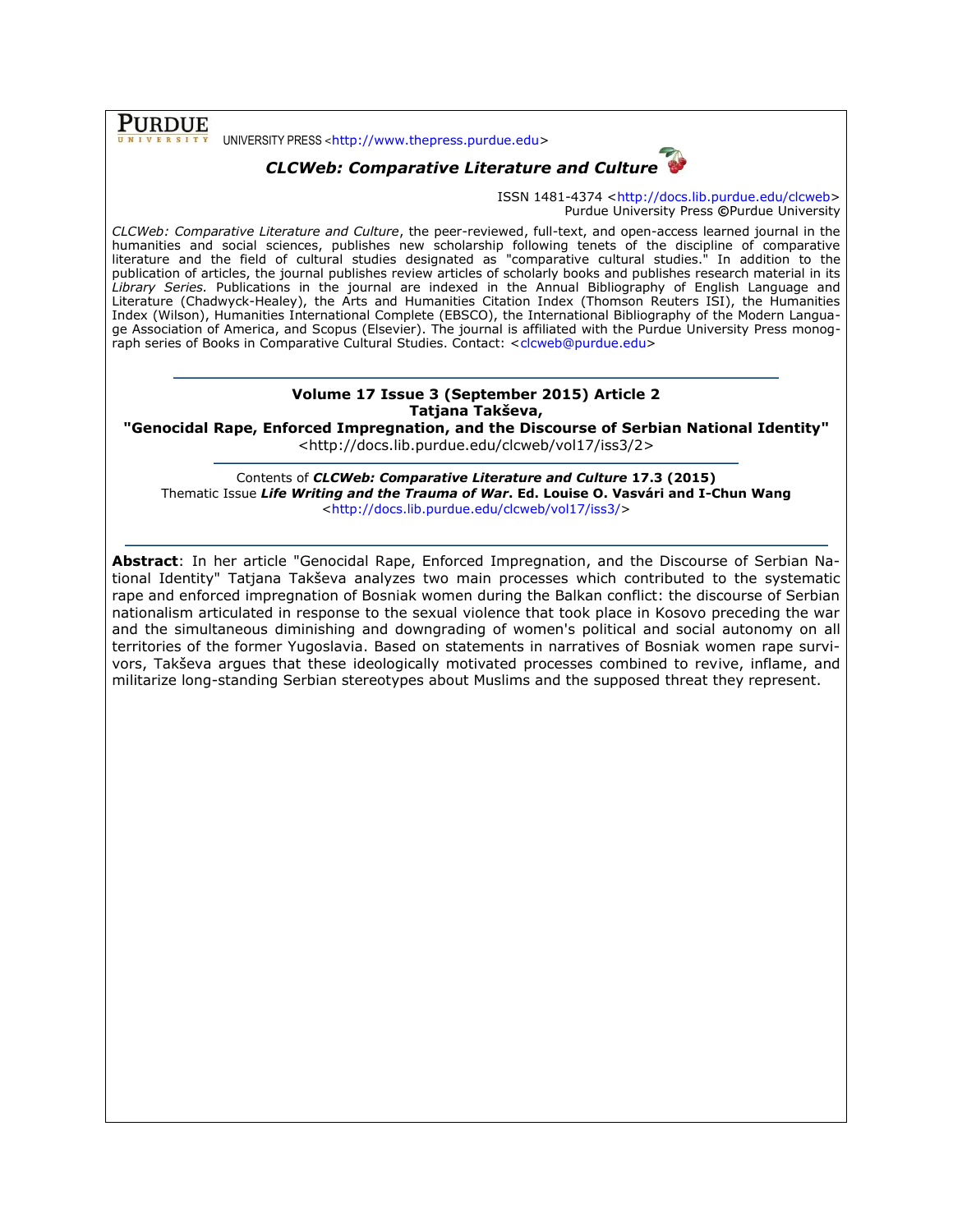UNIVERSITY PRESS <http://www.thepress.purdue.edu>

# *CLCWeb: Comparative Literature and Culture*

ISSN 1481-4374 <http://docs.lib.purdue.edu/clcweb>
Purdue University Press ©Purdue University

*CLCWeb: Comparative Literature and Culture*, the peer-reviewed, full-text, and open-access learned journal in the humanities and social sciences, publishes new scholarship following tenets of the discipline of comparative literature and the field of cultural studies designated as "comparative cultural studies." In addition to the publication of articles, the journal publishes review articles of scholarly books and publishes research material in its *Library Series.* Publications in the journal are indexed in the Annual Bibliography of English Language and Literature (Chadwyck-Healey), the Arts and Humanities Citation Index (Thomson Reuters ISI), the Humanities Index (Wilson), Humanities International Complete (EBSCO), the International Bibliography of the Modern Language Association of America, and Scopus (Elsevier). The journal is affiliated with the Purdue University Press monograph series of Books in Comparative Cultural Studies. Contact: <clcweb@purdue.edu>

---

**Volume 17 Issue 3 (September 2015) Article 2**
**Tatjana Takševa,**
**"Genocidal Rape, Enforced Impregnation, and the Discourse of Serbian National Identity"**
<http://docs.lib.purdue.edu/clcweb/vol17/iss3/2>

---

Contents of ***CLCWeb: Comparative Literature and Culture*** **17.3 (2015)**
Thematic Issue ***Life Writing and the Trauma of War*. Ed. Louise O. Vasvári and I-Chun Wang**
<http://docs.lib.purdue.edu/clcweb/vol17/iss3/>

---

**Abstract**: In her article "Genocidal Rape, Enforced Impregnation, and the Discourse of Serbian National Identity" Tatjana Takševa analyzes two main processes which contributed to the systematic rape and enforced impregnation of Bosniak women during the Balkan conflict: the discourse of Serbian nationalism articulated in response to the sexual violence that took place in Kosovo preceding the war and the simultaneous diminishing and downgrading of women's political and social autonomy on all territories of the former Yugoslavia. Based on statements in narratives of Bosniak women rape survivors, Takševa argues that these ideologically motivated processes combined to revive, inflame, and militarize long-standing Serbian stereotypes about Muslims and the supposed threat they represent.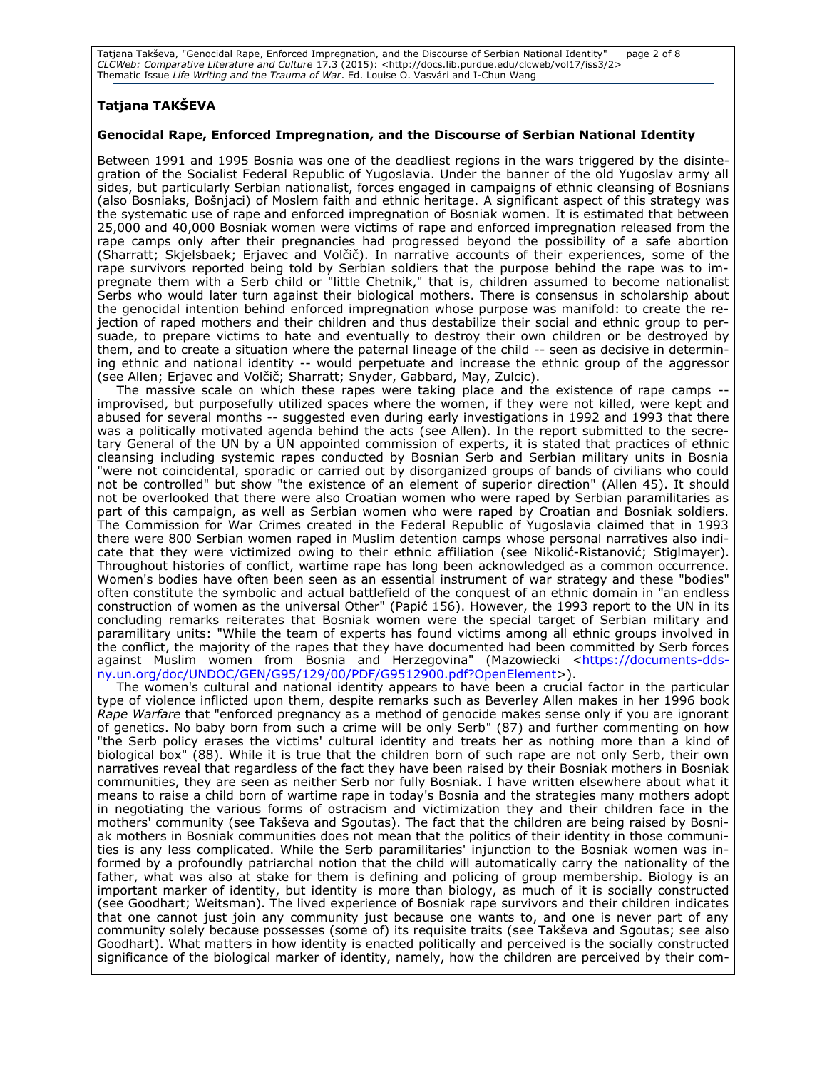**Tatjana TAKŠEVA**

## Genocidal Rape, Enforced Impregnation, and the Discourse of Serbian National Identity

Between 1991 and 1995 Bosnia was one of the deadliest regions in the wars triggered by the disintegration of the Socialist Federal Republic of Yugoslavia. Under the banner of the old Yugoslav army all sides, but particularly Serbian nationalist, forces engaged in campaigns of ethnic cleansing of Bosnians (also Bosniaks, Bošnjaci) of Moslem faith and ethnic heritage. A significant aspect of this strategy was the systematic use of rape and enforced impregnation of Bosniak women. It is estimated that between 25,000 and 40,000 Bosniak women were victims of rape and enforced impregnation released from the rape camps only after their pregnancies had progressed beyond the possibility of a safe abortion (Sharratt; Skjelsbaek; Erjavec and Volčič). In narrative accounts of their experiences, some of the rape survivors reported being told by Serbian soldiers that the purpose behind the rape was to impregnate them with a Serb child or "little Chetnik," that is, children assumed to become nationalist Serbs who would later turn against their biological mothers. There is consensus in scholarship about the genocidal intention behind enforced impregnation whose purpose was manifold: to create the rejection of raped mothers and their children and thus destabilize their social and ethnic group to persuade, to prepare victims to hate and eventually to destroy their own children or be destroyed by them, and to create a situation where the paternal lineage of the child -- seen as decisive in determining ethnic and national identity -- would perpetuate and increase the ethnic group of the aggressor (see Allen; Erjavec and Volčič; Sharratt; Snyder, Gabbard, May, Zulcic).

The massive scale on which these rapes were taking place and the existence of rape camps -- improvised, but purposefully utilized spaces where the women, if they were not killed, were kept and abused for several months -- suggested even during early investigations in 1992 and 1993 that there was a politically motivated agenda behind the acts (see Allen). In the report submitted to the secretary General of the UN by a UN appointed commission of experts, it is stated that practices of ethnic cleansing including systemic rapes conducted by Bosnian Serb and Serbian military units in Bosnia "were not coincidental, sporadic or carried out by disorganized groups of bands of civilians who could not be controlled" but show "the existence of an element of superior direction" (Allen 45). It should not be overlooked that there were also Croatian women who were raped by Serbian paramilitaries as part of this campaign, as well as Serbian women who were raped by Croatian and Bosniak soldiers. The Commission for War Crimes created in the Federal Republic of Yugoslavia claimed that in 1993 there were 800 Serbian women raped in Muslim detention camps whose personal narratives also indicate that they were victimized owing to their ethnic affiliation (see Nikolić-Ristanović; Stiglmayer). Throughout histories of conflict, wartime rape has long been acknowledged as a common occurrence. Women's bodies have often been seen as an essential instrument of war strategy and these "bodies" often constitute the symbolic and actual battlefield of the conquest of an ethnic domain in "an endless construction of women as the universal Other" (Papić 156). However, the 1993 report to the UN in its concluding remarks reiterates that Bosniak women were the special target of Serbian military and paramilitary units: "While the team of experts has found victims among all ethnic groups involved in the conflict, the majority of the rapes that they have documented had been committed by Serb forces against Muslim women from Bosnia and Herzegovina" (Mazowiecki <https://documents-dds-ny.un.org/doc/UNDOC/GEN/G95/129/00/PDF/G9512900.pdf?OpenElement>).

The women's cultural and national identity appears to have been a crucial factor in the particular type of violence inflicted upon them, despite remarks such as Beverley Allen makes in her 1996 book *Rape Warfare* that "enforced pregnancy as a method of genocide makes sense only if you are ignorant of genetics. No baby born from such a crime will be only Serb" (87) and further commenting on how "the Serb policy erases the victims' cultural identity and treats her as nothing more than a kind of biological box" (88). While it is true that the children born of such rape are not only Serb, their own narratives reveal that regardless of the fact they have been raised by their Bosniak mothers in Bosniak communities, they are seen as neither Serb nor fully Bosniak. I have written elsewhere about what it means to raise a child born of wartime rape in today's Bosnia and the strategies many mothers adopt in negotiating the various forms of ostracism and victimization they and their children face in the mothers' community (see Takševa and Sgoutas). The fact that the children are being raised by Bosniak mothers in Bosniak communities does not mean that the politics of their identity in those communities is any less complicated. While the Serb paramilitaries' injunction to the Bosniak women was informed by a profoundly patriarchal notion that the child will automatically carry the nationality of the father, what was also at stake for them is defining and policing of group membership. Biology is an important marker of identity, but identity is more than biology, as much of it is socially constructed (see Goodhart; Weitsman). The lived experience of Bosniak rape survivors and their children indicates that one cannot just join any community just because one wants to, and one is never part of any community solely because possesses (some of) its requisite traits (see Takševa and Sgoutas; see also Goodhart). What matters in how identity is enacted politically and perceived is the socially constructed significance of the biological marker of identity, namely, how the children are perceived by their com-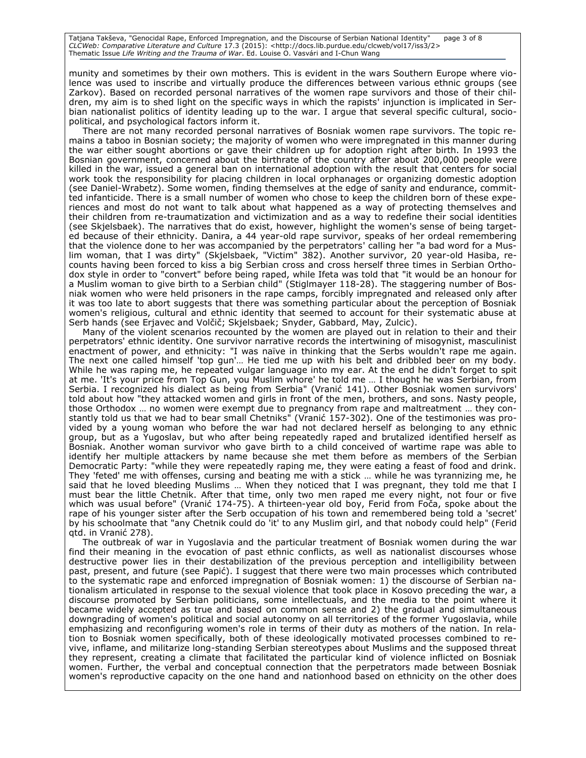munity and sometimes by their own mothers. This is evident in the wars Southern Europe where violence was used to inscribe and virtually produce the differences between various ethnic groups (see Zarkov). Based on recorded personal narratives of the women rape survivors and those of their children, my aim is to shed light on the specific ways in which the rapists' injunction is implicated in Serbian nationalist politics of identity leading up to the war. I argue that several specific cultural, sociopolitical, and psychological factors inform it.

There are not many recorded personal narratives of Bosniak women rape survivors. The topic remains a taboo in Bosnian society; the majority of women who were impregnated in this manner during the war either sought abortions or gave their children up for adoption right after birth. In 1993 the Bosnian government, concerned about the birthrate of the country after about 200,000 people were killed in the war, issued a general ban on international adoption with the result that centers for social work took the responsibility for placing children in local orphanages or organizing domestic adoption (see Daniel-Wrabetz). Some women, finding themselves at the edge of sanity and endurance, committed infanticide. There is a small number of women who chose to keep the children born of these experiences and most do not want to talk about what happened as a way of protecting themselves and their children from re-traumatization and victimization and as a way to redefine their social identities (see Skjelsbaek). The narratives that do exist, however, highlight the women's sense of being targeted because of their ethnicity. Danira, a 44 year-old rape survivor, speaks of her ordeal remembering that the violence done to her was accompanied by the perpetrators' calling her "a bad word for a Muslim woman, that I was dirty" (Skjelsbaek, "Victim" 382). Another survivor, 20 year-old Hasiba, recounts having been forced to kiss a big Serbian cross and cross herself three times in Serbian Orthodox style in order to "convert" before being raped, while Ifeta was told that "it would be an honour for a Muslim woman to give birth to a Serbian child" (Stiglmayer 118-28). The staggering number of Bosniak women who were held prisoners in the rape camps, forcibly impregnated and released only after it was too late to abort suggests that there was something particular about the perception of Bosniak women's religious, cultural and ethnic identity that seemed to account for their systematic abuse at Serb hands (see Erjavec and Volčič; Skjelsbaek; Snyder, Gabbard, May, Zulcic).

Many of the violent scenarios recounted by the women are played out in relation to their and their perpetrators' ethnic identity. One survivor narrative records the intertwining of misogynist, masculinist enactment of power, and ethnicity: "I was naïve in thinking that the Serbs wouldn't rape me again. The next one called himself 'top gun'… He tied me up with his belt and dribbled beer on my body. While he was raping me, he repeated vulgar language into my ear. At the end he didn't forget to spit at me. 'It's your price from Top Gun, you Muslim whore' he told me … I thought he was Serbian, from Serbia. I recognized his dialect as being from Serbia" (Vranić 141). Other Bosniak women survivors' told about how "they attacked women and girls in front of the men, brothers, and sons. Nasty people, those Orthodox … no women were exempt due to pregnancy from rape and maltreatment … they constantly told us that we had to bear small Chetniks" (Vranić 157-302). One of the testimonies was provided by a young woman who before the war had not declared herself as belonging to any ethnic group, but as a Yugoslav, but who after being repeatedly raped and brutalized identified herself as Bosniak. Another woman survivor who gave birth to a child conceived of wartime rape was able to identify her multiple attackers by name because she met them before as members of the Serbian Democratic Party: "while they were repeatedly raping me, they were eating a feast of food and drink. They 'feted' me with offenses, cursing and beating me with a stick … while he was tyrannizing me, he said that he loved bleeding Muslims … When they noticed that I was pregnant, they told me that I must bear the little Chetnik. After that time, only two men raped me every night, not four or five which was usual before" (Vranić 174-75). A thirteen-year old boy, Ferid from Foča, spoke about the rape of his younger sister after the Serb occupation of his town and remembered being told a 'secret' by his schoolmate that "any Chetnik could do 'it' to any Muslim girl, and that nobody could help" (Ferid qtd. in Vranić 278).

The outbreak of war in Yugoslavia and the particular treatment of Bosniak women during the war find their meaning in the evocation of past ethnic conflicts, as well as nationalist discourses whose destructive power lies in their destabilization of the previous perception and intelligibility between past, present, and future (see Papić). I suggest that there were two main processes which contributed to the systematic rape and enforced impregnation of Bosniak women: 1) the discourse of Serbian nationalism articulated in response to the sexual violence that took place in Kosovo preceding the war, a discourse promoted by Serbian politicians, some intellectuals, and the media to the point where it became widely accepted as true and based on common sense and 2) the gradual and simultaneous downgrading of women's political and social autonomy on all territories of the former Yugoslavia, while emphasizing and reconfiguring women's role in terms of their duty as mothers of the nation. In relation to Bosniak women specifically, both of these ideologically motivated processes combined to revive, inflame, and militarize long-standing Serbian stereotypes about Muslims and the supposed threat they represent, creating a climate that facilitated the particular kind of violence inflicted on Bosniak women. Further, the verbal and conceptual connection that the perpetrators made between Bosniak women's reproductive capacity on the one hand and nationhood based on ethnicity on the other does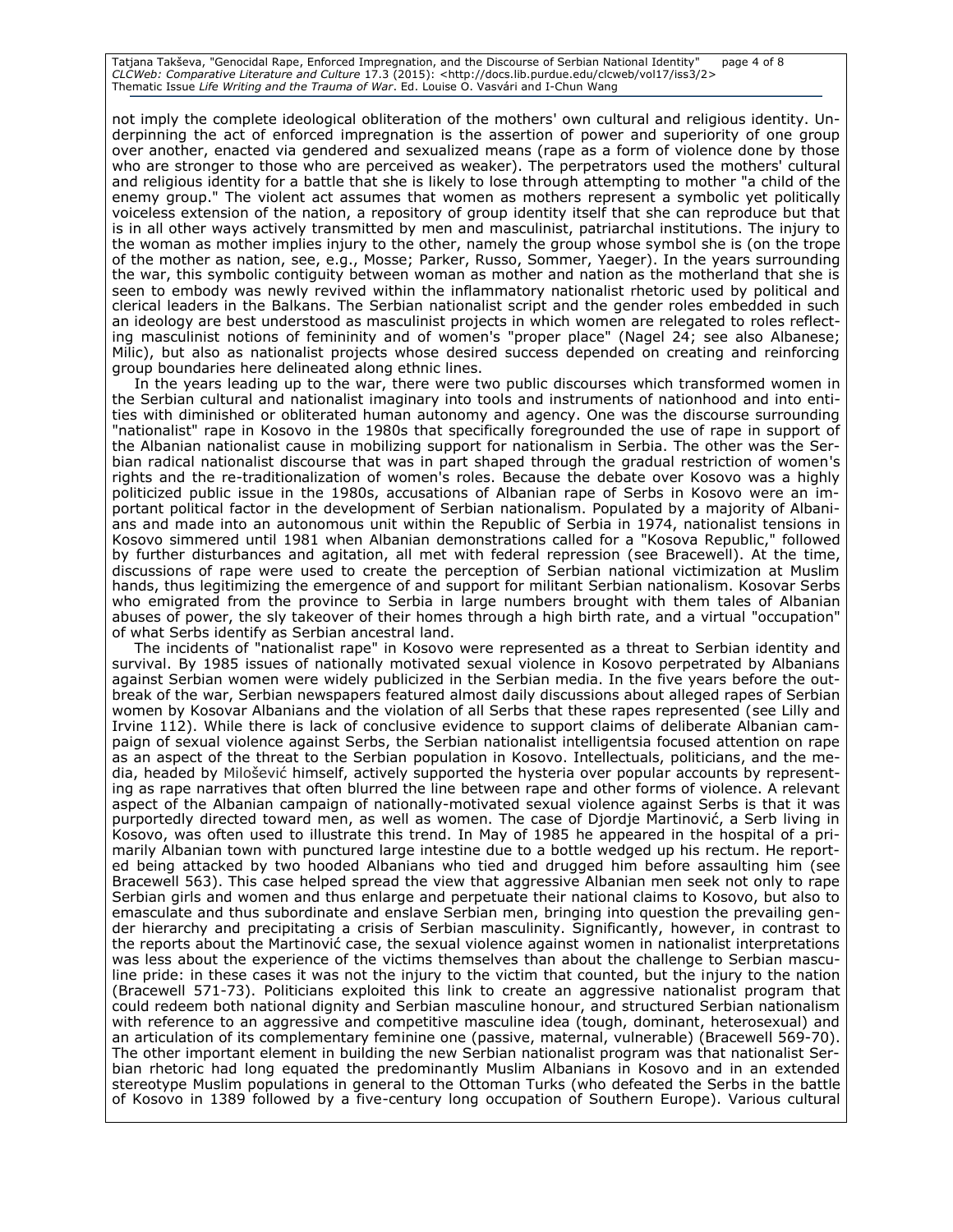not imply the complete ideological obliteration of the mothers' own cultural and religious identity. Underpinning the act of enforced impregnation is the assertion of power and superiority of one group over another, enacted via gendered and sexualized means (rape as a form of violence done by those who are stronger to those who are perceived as weaker). The perpetrators used the mothers' cultural and religious identity for a battle that she is likely to lose through attempting to mother "a child of the enemy group." The violent act assumes that women as mothers represent a symbolic yet politically voiceless extension of the nation, a repository of group identity itself that she can reproduce but that is in all other ways actively transmitted by men and masculinist, patriarchal institutions. The injury to the woman as mother implies injury to the other, namely the group whose symbol she is (on the trope of the mother as nation, see, e.g., Mosse; Parker, Russo, Sommer, Yaeger). In the years surrounding the war, this symbolic contiguity between woman as mother and nation as the motherland that she is seen to embody was newly revived within the inflammatory nationalist rhetoric used by political and clerical leaders in the Balkans. The Serbian nationalist script and the gender roles embedded in such an ideology are best understood as masculinist projects in which women are relegated to roles reflecting masculinist notions of femininity and of women's "proper place" (Nagel 24; see also Albanese; Milic), but also as nationalist projects whose desired success depended on creating and reinforcing group boundaries here delineated along ethnic lines.

In the years leading up to the war, there were two public discourses which transformed women in the Serbian cultural and nationalist imaginary into tools and instruments of nationhood and into entities with diminished or obliterated human autonomy and agency. One was the discourse surrounding "nationalist" rape in Kosovo in the 1980s that specifically foregrounded the use of rape in support of the Albanian nationalist cause in mobilizing support for nationalism in Serbia. The other was the Serbian radical nationalist discourse that was in part shaped through the gradual restriction of women's rights and the re-traditionalization of women's roles. Because the debate over Kosovo was a highly politicized public issue in the 1980s, accusations of Albanian rape of Serbs in Kosovo were an important political factor in the development of Serbian nationalism. Populated by a majority of Albanians and made into an autonomous unit within the Republic of Serbia in 1974, nationalist tensions in Kosovo simmered until 1981 when Albanian demonstrations called for a "Kosova Republic," followed by further disturbances and agitation, all met with federal repression (see Bracewell). At the time, discussions of rape were used to create the perception of Serbian national victimization at Muslim hands, thus legitimizing the emergence of and support for militant Serbian nationalism. Kosovar Serbs who emigrated from the province to Serbia in large numbers brought with them tales of Albanian abuses of power, the sly takeover of their homes through a high birth rate, and a virtual "occupation" of what Serbs identify as Serbian ancestral land.

The incidents of "nationalist rape" in Kosovo were represented as a threat to Serbian identity and survival. By 1985 issues of nationally motivated sexual violence in Kosovo perpetrated by Albanians against Serbian women were widely publicized in the Serbian media. In the five years before the outbreak of the war, Serbian newspapers featured almost daily discussions about alleged rapes of Serbian women by Kosovar Albanians and the violation of all Serbs that these rapes represented (see Lilly and Irvine 112). While there is lack of conclusive evidence to support claims of deliberate Albanian campaign of sexual violence against Serbs, the Serbian nationalist intelligentsia focused attention on rape as an aspect of the threat to the Serbian population in Kosovo. Intellectuals, politicians, and the media, headed by Milošević himself, actively supported the hysteria over popular accounts by representing as rape narratives that often blurred the line between rape and other forms of violence. A relevant aspect of the Albanian campaign of nationally-motivated sexual violence against Serbs is that it was purportedly directed toward men, as well as women. The case of Djordje Martinović, a Serb living in Kosovo, was often used to illustrate this trend. In May of 1985 he appeared in the hospital of a primarily Albanian town with punctured large intestine due to a bottle wedged up his rectum. He reported being attacked by two hooded Albanians who tied and drugged him before assaulting him (see Bracewell 563). This case helped spread the view that aggressive Albanian men seek not only to rape Serbian girls and women and thus enlarge and perpetuate their national claims to Kosovo, but also to emasculate and thus subordinate and enslave Serbian men, bringing into question the prevailing gender hierarchy and precipitating a crisis of Serbian masculinity. Significantly, however, in contrast to the reports about the Martinović case, the sexual violence against women in nationalist interpretations was less about the experience of the victims themselves than about the challenge to Serbian masculine pride: in these cases it was not the injury to the victim that counted, but the injury to the nation (Bracewell 571-73). Politicians exploited this link to create an aggressive nationalist program that could redeem both national dignity and Serbian masculine honour, and structured Serbian nationalism with reference to an aggressive and competitive masculine idea (tough, dominant, heterosexual) and an articulation of its complementary feminine one (passive, maternal, vulnerable) (Bracewell 569-70). The other important element in building the new Serbian nationalist program was that nationalist Serbian rhetoric had long equated the predominantly Muslim Albanians in Kosovo and in an extended stereotype Muslim populations in general to the Ottoman Turks (who defeated the Serbs in the battle of Kosovo in 1389 followed by a five-century long occupation of Southern Europe). Various cultural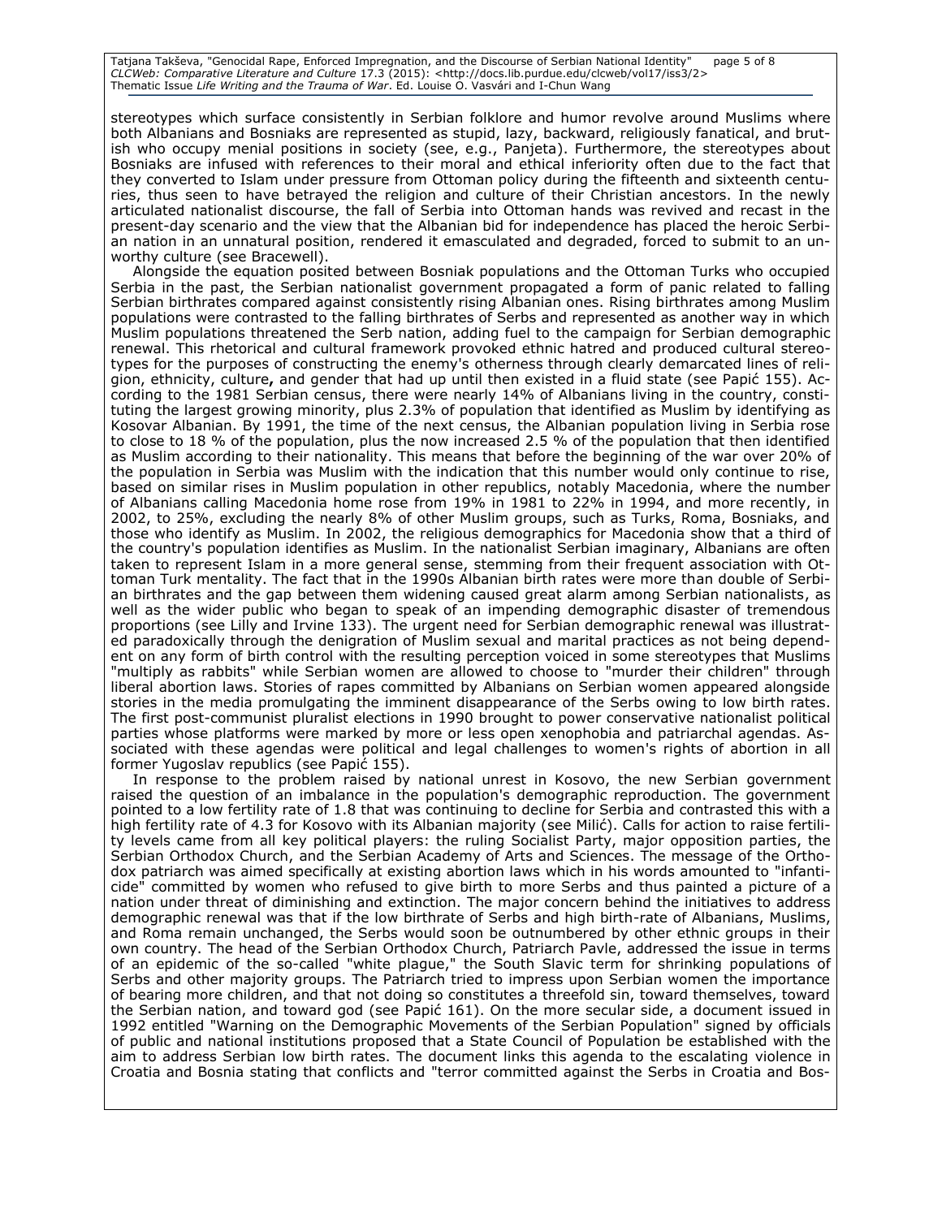stereotypes which surface consistently in Serbian folklore and humor revolve around Muslims where both Albanians and Bosniaks are represented as stupid, lazy, backward, religiously fanatical, and brutish who occupy menial positions in society (see, e.g., Panjeta). Furthermore, the stereotypes about Bosniaks are infused with references to their moral and ethical inferiority often due to the fact that they converted to Islam under pressure from Ottoman policy during the fifteenth and sixteenth centuries, thus seen to have betrayed the religion and culture of their Christian ancestors. In the newly articulated nationalist discourse, the fall of Serbia into Ottoman hands was revived and recast in the present-day scenario and the view that the Albanian bid for independence has placed the heroic Serbian nation in an unnatural position, rendered it emasculated and degraded, forced to submit to an unworthy culture (see Bracewell).

Alongside the equation posited between Bosniak populations and the Ottoman Turks who occupied Serbia in the past, the Serbian nationalist government propagated a form of panic related to falling Serbian birthrates compared against consistently rising Albanian ones. Rising birthrates among Muslim populations were contrasted to the falling birthrates of Serbs and represented as another way in which Muslim populations threatened the Serb nation, adding fuel to the campaign for Serbian demographic renewal. This rhetorical and cultural framework provoked ethnic hatred and produced cultural stereotypes for the purposes of constructing the enemy's otherness through clearly demarcated lines of religion, ethnicity, culture**,** and gender that had up until then existed in a fluid state (see Papić 155). According to the 1981 Serbian census, there were nearly 14% of Albanians living in the country, constituting the largest growing minority, plus 2.3% of population that identified as Muslim by identifying as Kosovar Albanian. By 1991, the time of the next census, the Albanian population living in Serbia rose to close to 18 % of the population, plus the now increased 2.5 % of the population that then identified as Muslim according to their nationality. This means that before the beginning of the war over 20% of the population in Serbia was Muslim with the indication that this number would only continue to rise, based on similar rises in Muslim population in other republics, notably Macedonia, where the number of Albanians calling Macedonia home rose from 19% in 1981 to 22% in 1994, and more recently, in 2002, to 25%, excluding the nearly 8% of other Muslim groups, such as Turks, Roma, Bosniaks, and those who identify as Muslim. In 2002, the religious demographics for Macedonia show that a third of the country's population identifies as Muslim. In the nationalist Serbian imaginary, Albanians are often taken to represent Islam in a more general sense, stemming from their frequent association with Ottoman Turk mentality. The fact that in the 1990s Albanian birth rates were more than double of Serbian birthrates and the gap between them widening caused great alarm among Serbian nationalists, as well as the wider public who began to speak of an impending demographic disaster of tremendous proportions (see Lilly and Irvine 133). The urgent need for Serbian demographic renewal was illustrated paradoxically through the denigration of Muslim sexual and marital practices as not being dependent on any form of birth control with the resulting perception voiced in some stereotypes that Muslims "multiply as rabbits" while Serbian women are allowed to choose to "murder their children" through liberal abortion laws. Stories of rapes committed by Albanians on Serbian women appeared alongside stories in the media promulgating the imminent disappearance of the Serbs owing to low birth rates. The first post-communist pluralist elections in 1990 brought to power conservative nationalist political parties whose platforms were marked by more or less open xenophobia and patriarchal agendas. Associated with these agendas were political and legal challenges to women's rights of abortion in all former Yugoslav republics (see Papić 155).

In response to the problem raised by national unrest in Kosovo, the new Serbian government raised the question of an imbalance in the population's demographic reproduction. The government pointed to a low fertility rate of 1.8 that was continuing to decline for Serbia and contrasted this with a high fertility rate of 4.3 for Kosovo with its Albanian majority (see Milić). Calls for action to raise fertility levels came from all key political players: the ruling Socialist Party, major opposition parties, the Serbian Orthodox Church, and the Serbian Academy of Arts and Sciences. The message of the Orthodox patriarch was aimed specifically at existing abortion laws which in his words amounted to "infanticide" committed by women who refused to give birth to more Serbs and thus painted a picture of a nation under threat of diminishing and extinction. The major concern behind the initiatives to address demographic renewal was that if the low birthrate of Serbs and high birth-rate of Albanians, Muslims, and Roma remain unchanged, the Serbs would soon be outnumbered by other ethnic groups in their own country. The head of the Serbian Orthodox Church, Patriarch Pavle, addressed the issue in terms of an epidemic of the so-called "white plague," the South Slavic term for shrinking populations of Serbs and other majority groups. The Patriarch tried to impress upon Serbian women the importance of bearing more children, and that not doing so constitutes a threefold sin, toward themselves, toward the Serbian nation, and toward god (see Papić 161). On the more secular side, a document issued in 1992 entitled "Warning on the Demographic Movements of the Serbian Population" signed by officials of public and national institutions proposed that a State Council of Population be established with the aim to address Serbian low birth rates. The document links this agenda to the escalating violence in Croatia and Bosnia stating that conflicts and "terror committed against the Serbs in Croatia and Bos-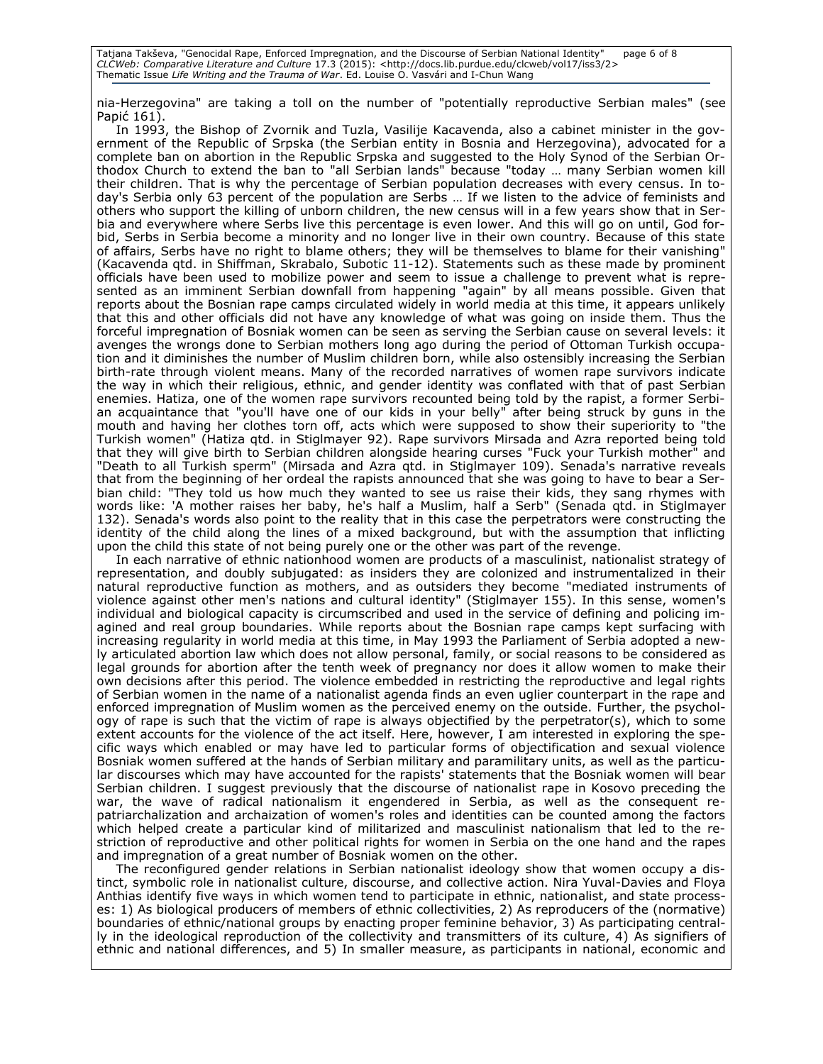nia-Herzegovina" are taking a toll on the number of "potentially reproductive Serbian males" (see Papić 161).

In 1993, the Bishop of Zvornik and Tuzla, Vasilije Kacavenda, also a cabinet minister in the government of the Republic of Srpska (the Serbian entity in Bosnia and Herzegovina), advocated for a complete ban on abortion in the Republic Srpska and suggested to the Holy Synod of the Serbian Orthodox Church to extend the ban to "all Serbian lands" because "today … many Serbian women kill their children. That is why the percentage of Serbian population decreases with every census. In today's Serbia only 63 percent of the population are Serbs … If we listen to the advice of feminists and others who support the killing of unborn children, the new census will in a few years show that in Serbia and everywhere where Serbs live this percentage is even lower. And this will go on until, God forbid, Serbs in Serbia become a minority and no longer live in their own country. Because of this state of affairs, Serbs have no right to blame others; they will be themselves to blame for their vanishing" (Kacavenda qtd. in Shiffman, Skrabalo, Subotic 11-12). Statements such as these made by prominent officials have been used to mobilize power and seem to issue a challenge to prevent what is represented as an imminent Serbian downfall from happening "again" by all means possible. Given that reports about the Bosnian rape camps circulated widely in world media at this time, it appears unlikely that this and other officials did not have any knowledge of what was going on inside them. Thus the forceful impregnation of Bosniak women can be seen as serving the Serbian cause on several levels: it avenges the wrongs done to Serbian mothers long ago during the period of Ottoman Turkish occupation and it diminishes the number of Muslim children born, while also ostensibly increasing the Serbian birth-rate through violent means. Many of the recorded narratives of women rape survivors indicate the way in which their religious, ethnic, and gender identity was conflated with that of past Serbian enemies. Hatiza, one of the women rape survivors recounted being told by the rapist, a former Serbian acquaintance that "you'll have one of our kids in your belly" after being struck by guns in the mouth and having her clothes torn off, acts which were supposed to show their superiority to "the Turkish women" (Hatiza qtd. in Stiglmayer 92). Rape survivors Mirsada and Azra reported being told that they will give birth to Serbian children alongside hearing curses "Fuck your Turkish mother" and "Death to all Turkish sperm" (Mirsada and Azra qtd. in Stiglmayer 109). Senada's narrative reveals that from the beginning of her ordeal the rapists announced that she was going to have to bear a Serbian child: "They told us how much they wanted to see us raise their kids, they sang rhymes with words like: 'A mother raises her baby, he's half a Muslim, half a Serb" (Senada qtd. in Stiglmayer 132). Senada's words also point to the reality that in this case the perpetrators were constructing the identity of the child along the lines of a mixed background, but with the assumption that inflicting upon the child this state of not being purely one or the other was part of the revenge.

In each narrative of ethnic nationhood women are products of a masculinist, nationalist strategy of representation, and doubly subjugated: as insiders they are colonized and instrumentalized in their natural reproductive function as mothers, and as outsiders they become "mediated instruments of violence against other men's nations and cultural identity" (Stiglmayer 155). In this sense, women's individual and biological capacity is circumscribed and used in the service of defining and policing imagined and real group boundaries. While reports about the Bosnian rape camps kept surfacing with increasing regularity in world media at this time, in May 1993 the Parliament of Serbia adopted a newly articulated abortion law which does not allow personal, family, or social reasons to be considered as legal grounds for abortion after the tenth week of pregnancy nor does it allow women to make their own decisions after this period. The violence embedded in restricting the reproductive and legal rights of Serbian women in the name of a nationalist agenda finds an even uglier counterpart in the rape and enforced impregnation of Muslim women as the perceived enemy on the outside. Further, the psychology of rape is such that the victim of rape is always objectified by the perpetrator(s), which to some extent accounts for the violence of the act itself. Here, however, I am interested in exploring the specific ways which enabled or may have led to particular forms of objectification and sexual violence Bosniak women suffered at the hands of Serbian military and paramilitary units, as well as the particular discourses which may have accounted for the rapists' statements that the Bosniak women will bear Serbian children. I suggest previously that the discourse of nationalist rape in Kosovo preceding the war, the wave of radical nationalism it engendered in Serbia, as well as the consequent re-patriarchalization and archaization of women's roles and identities can be counted among the factors which helped create a particular kind of militarized and masculinist nationalism that led to the restriction of reproductive and other political rights for women in Serbia on the one hand and the rapes and impregnation of a great number of Bosniak women on the other.

The reconfigured gender relations in Serbian nationalist ideology show that women occupy a distinct, symbolic role in nationalist culture, discourse, and collective action. Nira Yuval-Davies and Floya Anthias identify five ways in which women tend to participate in ethnic, nationalist, and state processes: 1) As biological producers of members of ethnic collectivities, 2) As reproducers of the (normative) boundaries of ethnic/national groups by enacting proper feminine behavior, 3) As participating centrally in the ideological reproduction of the collectivity and transmitters of its culture, 4) As signifiers of ethnic and national differences, and 5) In smaller measure, as participants in national, economic and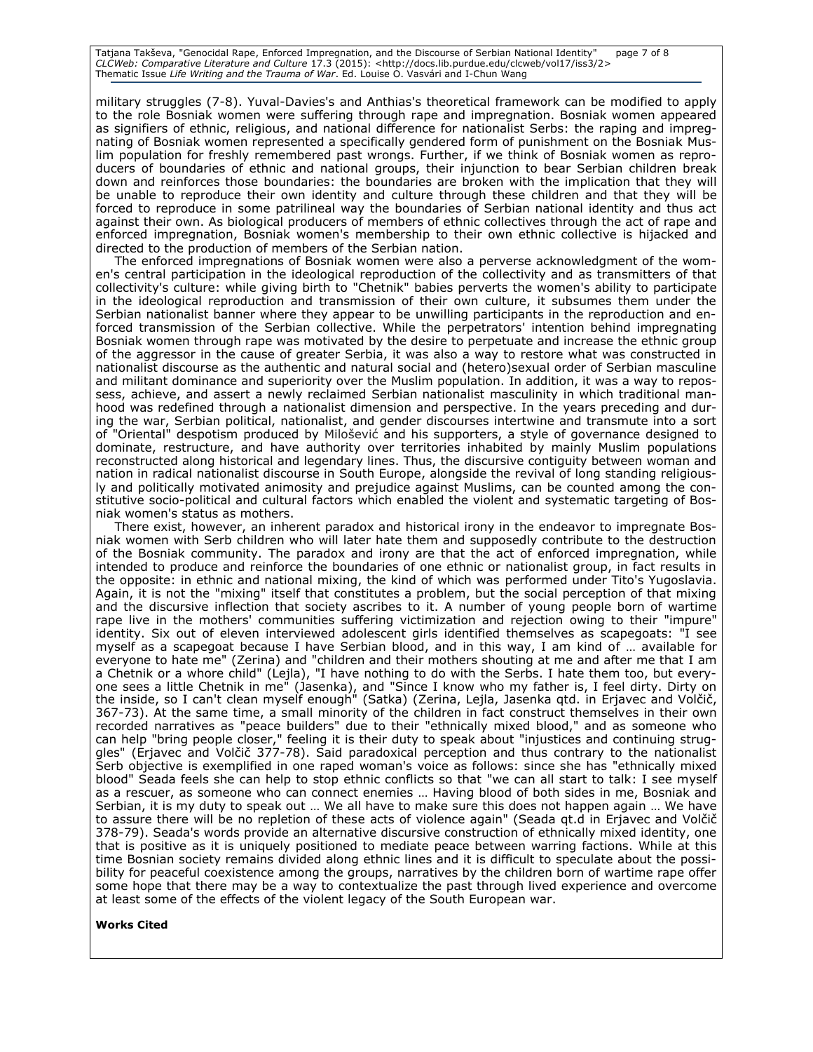military struggles (7-8). Yuval-Davies's and Anthias's theoretical framework can be modified to apply to the role Bosniak women were suffering through rape and impregnation. Bosniak women appeared as signifiers of ethnic, religious, and national difference for nationalist Serbs: the raping and impregnating of Bosniak women represented a specifically gendered form of punishment on the Bosniak Muslim population for freshly remembered past wrongs. Further, if we think of Bosniak women as reproducers of boundaries of ethnic and national groups, their injunction to bear Serbian children break down and reinforces those boundaries: the boundaries are broken with the implication that they will be unable to reproduce their own identity and culture through these children and that they will be forced to reproduce in some patrilineal way the boundaries of Serbian national identity and thus act against their own. As biological producers of members of ethnic collectives through the act of rape and enforced impregnation, Bosniak women's membership to their own ethnic collective is hijacked and directed to the production of members of the Serbian nation.

The enforced impregnations of Bosniak women were also a perverse acknowledgment of the women's central participation in the ideological reproduction of the collectivity and as transmitters of that collectivity's culture: while giving birth to "Chetnik" babies perverts the women's ability to participate in the ideological reproduction and transmission of their own culture, it subsumes them under the Serbian nationalist banner where they appear to be unwilling participants in the reproduction and enforced transmission of the Serbian collective. While the perpetrators' intention behind impregnating Bosniak women through rape was motivated by the desire to perpetuate and increase the ethnic group of the aggressor in the cause of greater Serbia, it was also a way to restore what was constructed in nationalist discourse as the authentic and natural social and (hetero)sexual order of Serbian masculine and militant dominance and superiority over the Muslim population. In addition, it was a way to repossess, achieve, and assert a newly reclaimed Serbian nationalist masculinity in which traditional manhood was redefined through a nationalist dimension and perspective. In the years preceding and during the war, Serbian political, nationalist, and gender discourses intertwine and transmute into a sort of "Oriental" despotism produced by Milošević and his supporters, a style of governance designed to dominate, restructure, and have authority over territories inhabited by mainly Muslim populations reconstructed along historical and legendary lines. Thus, the discursive contiguity between woman and nation in radical nationalist discourse in South Europe, alongside the revival of long standing religiously and politically motivated animosity and prejudice against Muslims, can be counted among the constitutive socio-political and cultural factors which enabled the violent and systematic targeting of Bosniak women's status as mothers.

There exist, however, an inherent paradox and historical irony in the endeavor to impregnate Bosniak women with Serb children who will later hate them and supposedly contribute to the destruction of the Bosniak community. The paradox and irony are that the act of enforced impregnation, while intended to produce and reinforce the boundaries of one ethnic or nationalist group, in fact results in the opposite: in ethnic and national mixing, the kind of which was performed under Tito's Yugoslavia. Again, it is not the "mixing" itself that constitutes a problem, but the social perception of that mixing and the discursive inflection that society ascribes to it. A number of young people born of wartime rape live in the mothers' communities suffering victimization and rejection owing to their "impure" identity. Six out of eleven interviewed adolescent girls identified themselves as scapegoats: "I see myself as a scapegoat because I have Serbian blood, and in this way, I am kind of … available for everyone to hate me" (Zerina) and "children and their mothers shouting at me and after me that I am a Chetnik or a whore child" (Lejla), "I have nothing to do with the Serbs. I hate them too, but everyone sees a little Chetnik in me" (Jasenka), and "Since I know who my father is, I feel dirty. Dirty on the inside, so I can't clean myself enough" (Satka) (Zerina, Lejla, Jasenka qtd. in Erjavec and Volčič, 367-73). At the same time, a small minority of the children in fact construct themselves in their own recorded narratives as "peace builders" due to their "ethnically mixed blood," and as someone who can help "bring people closer," feeling it is their duty to speak about "injustices and continuing struggles" (Erjavec and Volčič 377-78). Said paradoxical perception and thus contrary to the nationalist Serb objective is exemplified in one raped woman's voice as follows: since she has "ethnically mixed blood" Seada feels she can help to stop ethnic conflicts so that "we can all start to talk: I see myself as a rescuer, as someone who can connect enemies … Having blood of both sides in me, Bosniak and Serbian, it is my duty to speak out … We all have to make sure this does not happen again … We have to assure there will be no repletion of these acts of violence again" (Seada qt.d in Erjavec and Volčič 378-79). Seada's words provide an alternative discursive construction of ethnically mixed identity, one that is positive as it is uniquely positioned to mediate peace between warring factions. While at this time Bosnian society remains divided along ethnic lines and it is difficult to speculate about the possibility for peaceful coexistence among the groups, narratives by the children born of wartime rape offer some hope that there may be a way to contextualize the past through lived experience and overcome at least some of the effects of the violent legacy of the South European war.

**Works Cited**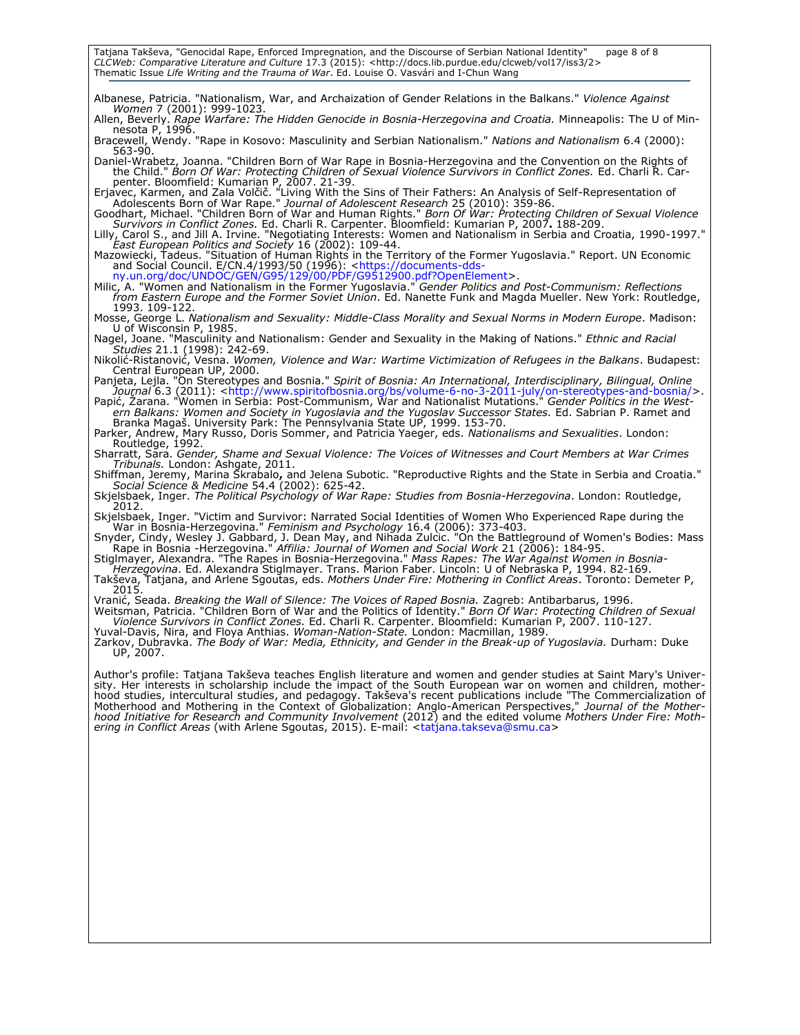Albanese, Patricia. "Nationalism, War, and Archaization of Gender Relations in the Balkans." *Violence Against Women* 7 (2001): 999-1023.

Allen, Beverly. *Rape Warfare: The Hidden Genocide in Bosnia-Herzegovina and Croatia.* Minneapolis: The U of Minnesota P, 1996.

Bracewell, Wendy. "Rape in Kosovo: Masculinity and Serbian Nationalism." *Nations and Nationalism* 6.4 (2000): 563-90.

Daniel-Wrabetz, Joanna. "Children Born of War Rape in Bosnia-Herzegovina and the Convention on the Rights of the Child." *Born Of War: Protecting Children of Sexual Violence Survivors in Conflict Zones.* Ed. Charli R. Carpenter. Bloomfield: Kumarian P, 2007. 21-39.

Erjavec, Karmen, and Zala Volčič. "Living With the Sins of Their Fathers: An Analysis of Self-Representation of Adolescents Born of War Rape." *Journal of Adolescent Research* 25 (2010): 359-86.

Goodhart, Michael. "Children Born of War and Human Rights." *Born Of War: Protecting Children of Sexual Violence Survivors in Conflict Zones.* Ed. Charli R. Carpenter. Bloomfield: Kumarian P, 2007**.** 188-209.

Lilly, Carol S., and Jill A. Irvine. "Negotiating Interests: Women and Nationalism in Serbia and Croatia, 1990-1997." *East European Politics and Society* 16 (2002): 109-44.

Mazowiecki, Tadeus. "Situation of Human Rights in the Territory of the Former Yugoslavia." Report. UN Economic and Social Council. E/CN.4/1993/50 (1996): <https://documents-dds-ny.un.org/doc/UNDOC/GEN/G95/129/00/PDF/G9512900.pdf?OpenElement>.

Milic, A. "Women and Nationalism in the Former Yugoslavia." *Gender Politics and Post-Communism: Reflections from Eastern Europe and the Former Soviet Union*. Ed. Nanette Funk and Magda Mueller. New York: Routledge, 1993. 109-122.

Mosse, George L. *Nationalism and Sexuality: Middle-Class Morality and Sexual Norms in Modern Europe*. Madison: U of Wisconsin P, 1985.

Nagel, Joane. "Masculinity and Nationalism: Gender and Sexuality in the Making of Nations." *Ethnic and Racial Studies* 21.1 (1998): 242-69.

Nikolić-Ristanović, Vesna. *Women, Violence and War: Wartime Victimization of Refugees in the Balkans*. Budapest: Central European UP, 2000.

Panjeta, Lejla. "On Stereotypes and Bosnia." *Spirit of Bosnia: An International, Interdisciplinary, Bilingual, Online Journal* 6.3 (2011): <http://www.spiritofbosnia.org/bs/volume-6-no-3-2011-july/on-stereotypes-and-bosnia/>.

Papić, Žarana. "Women in Serbia: Post-Communism, War and Nationalist Mutations." *Gender Politics in the Western Balkans: Women and Society in Yugoslavia and the Yugoslav Successor States.* Ed. Sabrian P. Ramet and Branka Magaš. University Park: The Pennsylvania State UP, 1999. 153-70.

Parker, Andrew, Mary Russo, Doris Sommer, and Patricia Yaeger, eds. *Nationalisms and Sexualities*. London: Routledge, 1992.

Sharratt, Sara. *Gender, Shame and Sexual Violence: The Voices of Witnesses and Court Members at War Crimes Tribunals.* London: Ashgate, 2011.

Shiffman, Jeremy, Marina Škrabalo**,** and Jelena Subotic. "Reproductive Rights and the State in Serbia and Croatia." *Social Science & Medicine* 54.4 (2002): 625-42.

Skjelsbaek, Inger. *The Political Psychology of War Rape: Studies from Bosnia-Herzegovina*. London: Routledge, 2012.

Skjelsbaek, Inger. "Victim and Survivor: Narrated Social Identities of Women Who Experienced Rape during the War in Bosnia-Herzegovina." *Feminism and Psychology* 16.4 (2006): 373-403.

Snyder, Cindy, Wesley J. Gabbard, J. Dean May, and Nihada Zulcic. "On the Battleground of Women's Bodies: Mass Rape in Bosnia -Herzegovina." *Affilia: Journal of Women and Social Work* 21 (2006): 184-95.

Stiglmayer, Alexandra. "The Rapes in Bosnia-Herzegovina." *Mass Rapes: The War Against Women in Bosnia-Herzegovina*. Ed. Alexandra Stiglmayer. Trans. Marion Faber. Lincoln: U of Nebraska P, 1994. 82-169.

Takševa, Tatjana, and Arlene Sgoutas, eds. *Mothers Under Fire: Mothering in Conflict Areas*. Toronto: Demeter P, 2015.

Vranić, Seada. *Breaking the Wall of Silence: The Voices of Raped Bosnia.* Zagreb: Antibarbarus, 1996.

Weitsman, Patricia. "Children Born of War and the Politics of Identity." *Born Of War: Protecting Children of Sexual Violence Survivors in Conflict Zones.* Ed. Charli R. Carpenter. Bloomfield: Kumarian P, 2007. 110-127.

Yuval-Davis, Nira, and Floya Anthias. *Woman-Nation-State.* London: Macmillan, 1989.

Zarkov, Dubravka. *The Body of War: Media, Ethnicity, and Gender in the Break-up of Yugoslavia.* Durham: Duke UP, 2007.

Author's profile: Tatjana Takševa teaches English literature and women and gender studies at Saint Mary's University. Her interests in scholarship include the impact of the South European war on women and children, motherhood studies, intercultural studies, and pedagogy. Takševa's recent publications include "The Commercialization of Motherhood and Mothering in the Context of Globalization: Anglo-American Perspectives," *Journal of the Motherhood Initiative for Research and Community Involvement* (2012) and the edited volume *Mothers Under Fire: Mothering in Conflict Areas* (with Arlene Sgoutas, 2015). E-mail: <tatjana.takseva@smu.ca>